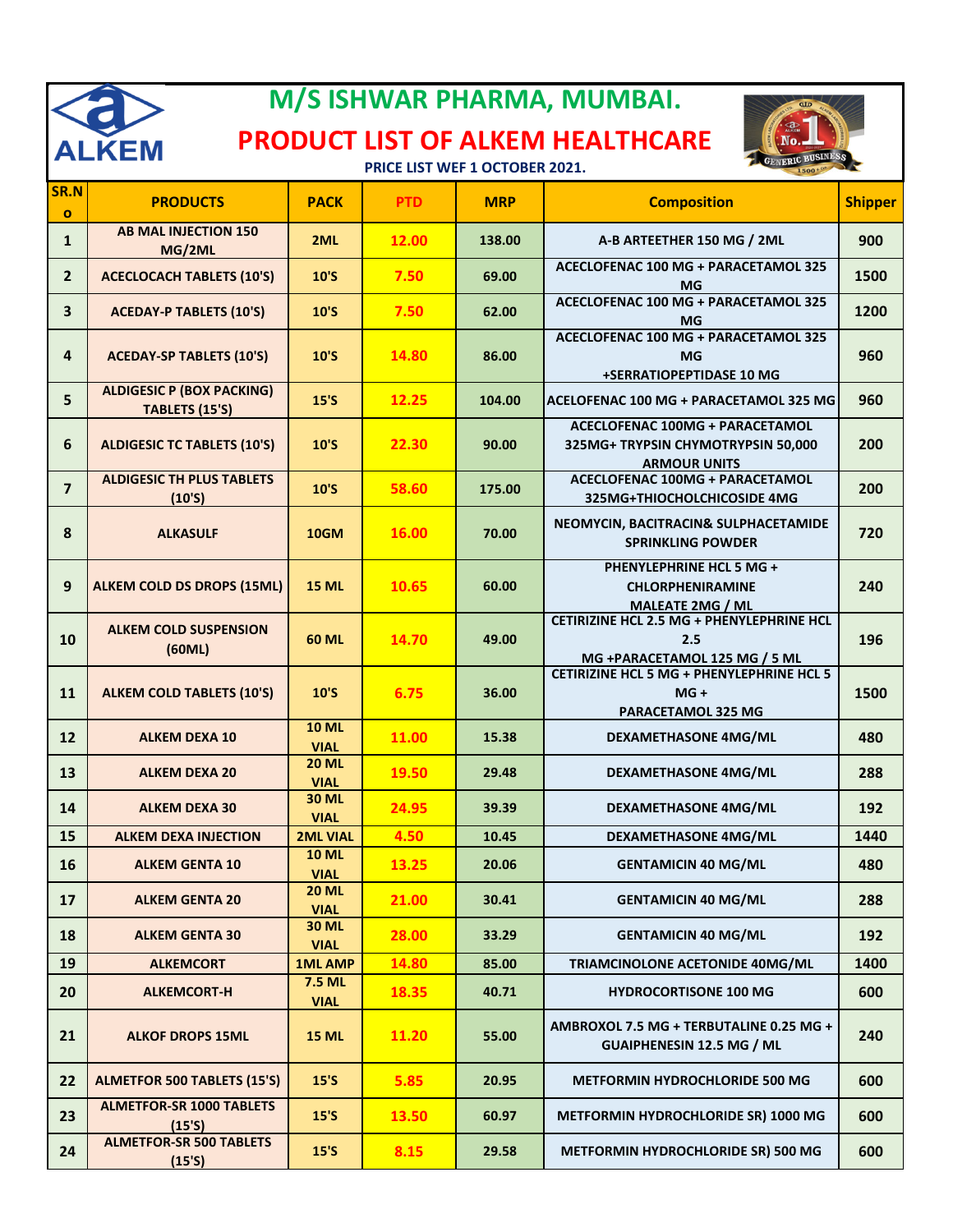# M/S ISHWAR PHARMA, MUMBAI.

## PRODUCT LIST OF ALKEM HEALTHCARE

**PRICE LIST WEF 1 OCTOBER 2021.**

| SR.No | PRODUCTS | PACK | PTD | MRP | Composition | Shipper |
|---|---|---|---|---|---|---|
| 1 | AB MAL INJECTION 150 MG/2ML | 2ML | 12.00 | 138.00 | A-B ARTEETHER 150 MG / 2ML | 900 |
| 2 | ACECLOCACH TABLETS (10'S) | 10'S | 7.50 | 69.00 | ACECLOFENAC 100 MG + PARACETAMOL 325 MG | 1500 |
| 3 | ACEDAY-P TABLETS (10'S) | 10'S | 7.50 | 62.00 | ACECLOFENAC 100 MG + PARACETAMOL 325 MG | 1200 |
| 4 | ACEDAY-SP TABLETS (10'S) | 10'S | 14.80 | 86.00 | ACECLOFENAC 100 MG + PARACETAMOL 325 MG +SERRATIOPEPTIDASE 10 MG | 960 |
| 5 | ALDIGESIC P (BOX PACKING) TABLETS (15'S) | 15'S | 12.25 | 104.00 | ACELOFENAC 100 MG + PARACETAMOL 325 MG | 960 |
| 6 | ALDIGESIC TC TABLETS (10'S) | 10'S | 22.30 | 90.00 | ACECLOFENAC 100MG + PARACETAMOL 325MG+ TRYPSIN CHYMOTRYPSIN 50,000 ARMOUR UNITS | 200 |
| 7 | ALDIGESIC TH PLUS TABLETS (10'S) | 10'S | 58.60 | 175.00 | ACECLOFENAC 100MG + PARACETAMOL 325MG+THIOCHOLCHICOSIDE 4MG | 200 |
| 8 | ALKASULF | 10GM | 16.00 | 70.00 | NEOMYCIN, BACITRACIN& SULPHACETAMIDE SPRINKLING POWDER | 720 |
| 9 | ALKEM COLD DS DROPS (15ML) | 15 ML | 10.65 | 60.00 | PHENYLEPHRINE HCL 5 MG + CHLORPHENIRAMINE MALEATE 2MG / ML | 240 |
| 10 | ALKEM COLD SUSPENSION (60ML) | 60 ML | 14.70 | 49.00 | CETIRIZINE HCL 2.5 MG + PHENYLEPHRINE HCL 2.5 MG +PARACETAMOL 125 MG / 5 ML | 196 |
| 11 | ALKEM COLD TABLETS (10'S) | 10'S | 6.75 | 36.00 | CETIRIZINE HCL 5 MG + PHENYLEPHRINE HCL 5 MG + PARACETAMOL 325 MG | 1500 |
| 12 | ALKEM DEXA 10 | 10 ML VIAL | 11.00 | 15.38 | DEXAMETHASONE 4MG/ML | 480 |
| 13 | ALKEM DEXA 20 | 20 ML VIAL | 19.50 | 29.48 | DEXAMETHASONE 4MG/ML | 288 |
| 14 | ALKEM DEXA 30 | 30 ML VIAL | 24.95 | 39.39 | DEXAMETHASONE 4MG/ML | 192 |
| 15 | ALKEM DEXA INJECTION | 2ML VIAL | 4.50 | 10.45 | DEXAMETHASONE 4MG/ML | 1440 |
| 16 | ALKEM GENTA 10 | 10 ML VIAL | 13.25 | 20.06 | GENTAMICIN 40 MG/ML | 480 |
| 17 | ALKEM GENTA 20 | 20 ML VIAL | 21.00 | 30.41 | GENTAMICIN 40 MG/ML | 288 |
| 18 | ALKEM GENTA 30 | 30 ML VIAL | 28.00 | 33.29 | GENTAMICIN 40 MG/ML | 192 |
| 19 | ALKEMCORT | 1ML AMP | 14.80 | 85.00 | TRIAMCINOLONE ACETONIDE 40MG/ML | 1400 |
| 20 | ALKEMCORT-H | 7.5 ML VIAL | 18.35 | 40.71 | HYDROCORTISONE 100 MG | 600 |
| 21 | ALKOF DROPS 15ML | 15 ML | 11.20 | 55.00 | AMBROXOL 7.5 MG + TERBUTALINE 0.25 MG + GUAIPHENESIN 12.5 MG / ML | 240 |
| 22 | ALMETFOR 500 TABLETS (15'S) | 15'S | 5.85 | 20.95 | METFORMIN HYDROCHLORIDE 500 MG | 600 |
| 23 | ALMETFOR-SR 1000 TABLETS (15'S) | 15'S | 13.50 | 60.97 | METFORMIN HYDROCHLORIDE SR) 1000 MG | 600 |
| 24 | ALMETFOR-SR 500 TABLETS (15'S) | 15'S | 8.15 | 29.58 | METFORMIN HYDROCHLORIDE SR) 500 MG | 600 |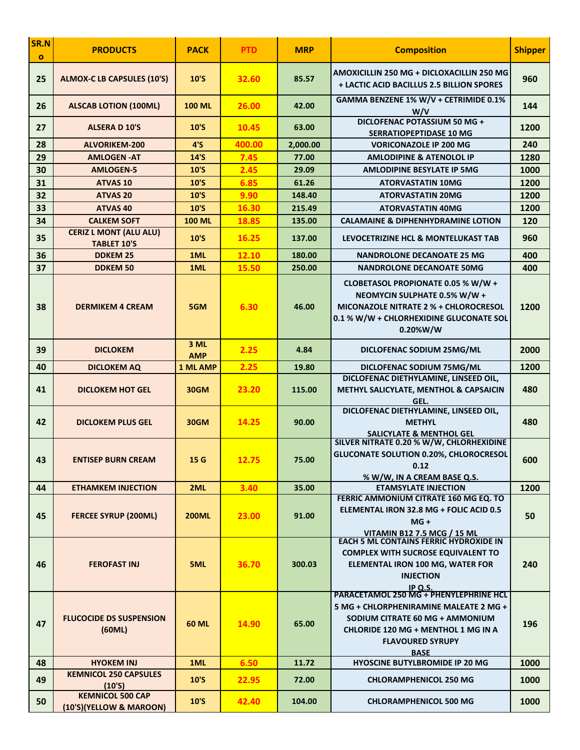| SR.No | PRODUCTS | PACK | PTD | MRP | Composition | Shipper |
|---|---|---|---|---|---|---|
| 25 | ALMOX-C LB CAPSULES (10'S) | 10'S | 32.60 | 85.57 | AMOXICILLIN 250 MG + DICLOXACILLIN 250 MG + LACTIC ACID BACILLUS 2.5 BILLION SPORES | 960 |
| 26 | ALSCAB LOTION (100ML) | 100 ML | 26.00 | 42.00 | GAMMA BENZENE 1% W/V + CETRIMIDE 0.1% W/V | 144 |
| 27 | ALSERA D 10'S | 10'S | 10.45 | 63.00 | DICLOFENAC POTASSIUM 50 MG + SERRATIOPEPTIDASE 10 MG | 1200 |
| 28 | ALVORIKEM-200 | 4'S | 400.00 | 2,000.00 | VORICONAZOLE IP 200 MG | 240 |
| 29 | AMLOGEN -AT | 14'S | 7.45 | 77.00 | AMLODIPINE & ATENOLOL IP | 1280 |
| 30 | AMLOGEN-5 | 10'S | 2.45 | 29.09 | AMLODIPINE BESYLATE IP 5MG | 1000 |
| 31 | ATVAS 10 | 10'S | 6.85 | 61.26 | ATORVASTATIN 10MG | 1200 |
| 32 | ATVAS 20 | 10'S | 9.90 | 148.40 | ATORVASTATIN 20MG | 1200 |
| 33 | ATVAS 40 | 10'S | 16.30 | 215.49 | ATORVASTATIN 40MG | 1200 |
| 34 | CALKEM SOFT | 100 ML | 18.85 | 135.00 | CALAMAINE & DIPHENHYDRAMINE LOTION | 120 |
| 35 | CERIZ L MONT (ALU ALU) TABLET 10'S | 10'S | 16.25 | 137.00 | LEVOCETRIZINE HCL & MONTELUKAST TAB | 960 |
| 36 | DDKEM 25 | 1ML | 12.10 | 180.00 | NANDROLONE DECANOATE 25 MG | 400 |
| 37 | DDKEM 50 | 1ML | 15.50 | 250.00 | NANDROLONE DECANOATE 50MG | 400 |
| 38 | DERMIKEM 4 CREAM | 5GM | 6.30 | 46.00 | CLOBETASOL PROPIONATE 0.05 % W/W + NEOMYCIN SULPHATE 0.5% W/W + MICONAZOLE NITRATE 2 % + CHLOROCRESOL 0.1 % W/W + CHLORHEXIDINE GLUCONATE SOL 0.20%W/W | 1200 |
| 39 | DICLOKEM | 3 ML AMP | 2.25 | 4.84 | DICLOFENAC SODIUM 25MG/ML | 2000 |
| 40 | DICLOKEM AQ | 1 ML AMP | 2.25 | 19.80 | DICLOFENAC SODIUM 75MG/ML | 1200 |
| 41 | DICLOKEM HOT GEL | 30GM | 23.20 | 115.00 | DICLOFENAC DIETHYLAMINE, LINSEED OIL, METHYL SALICYLATE, MENTHOL & CAPSAICIN GEL. | 480 |
| 42 | DICLOKEM PLUS GEL | 30GM | 14.25 | 90.00 | DICLOFENAC DIETHYLAMINE, LINSEED OIL, METHYL SALICYLATE & MENTHOL GEL | 480 |
| 43 | ENTISEP BURN CREAM | 15 G | 12.75 | 75.00 | SILVER NITRATE 0.20 % W/W, CHLORHEXIDINE GLUCONATE SOLUTION 0.20%, CHLOROCRESOL 0.12 % W/W, IN A CREAM BASE Q.S. | 600 |
| 44 | ETHAMKEM INJECTION | 2ML | 3.40 | 35.00 | ETAMSYLATE INJECTION | 1200 |
| 45 | FERCEE SYRUP (200ML) | 200ML | 23.00 | 91.00 | FERRIC AMMONIUM CITRATE 160 MG EQ. TO ELEMENTAL IRON 32.8 MG + FOLIC ACID 0.5 MG + VITAMIN B12 7.5 MCG / 15 ML | 50 |
| 46 | FEROFAST INJ | 5ML | 36.70 | 300.03 | EACH 5 ML CONTAINS FERRIC HYDROXIDE IN COMPLEX WITH SUCROSE EQUIVALENT TO ELEMENTAL IRON 100 MG, WATER FOR INJECTION IP Q.S. | 240 |
| 47 | FLUCOCIDE DS SUSPENSION (60ML) | 60 ML | 14.90 | 65.00 | PARACETAMOL 250 MG + PHENYLEPHRINE HCL 5 MG + CHLORPHENIRAMINE MALEATE 2 MG + SODIUM CITRATE 60 MG + AMMONIUM CHLORIDE 120 MG + MENTHOL 1 MG IN A FLAVOURED SYRUPY BASE | 196 |
| 48 | HYOKEM INJ | 1ML | 6.50 | 11.72 | HYOSCINE BUTYLBROMIDE IP 20 MG | 1000 |
| 49 | KEMNICOL 250 CAPSULES (10'S) | 10'S | 22.95 | 72.00 | CHLORAMPHENICOL 250 MG | 1000 |
| 50 | KEMNICOL 500 CAP (10'S)(YELLOW & MAROON) | 10'S | 42.40 | 104.00 | CHLORAMPHENICOL 500 MG | 1000 |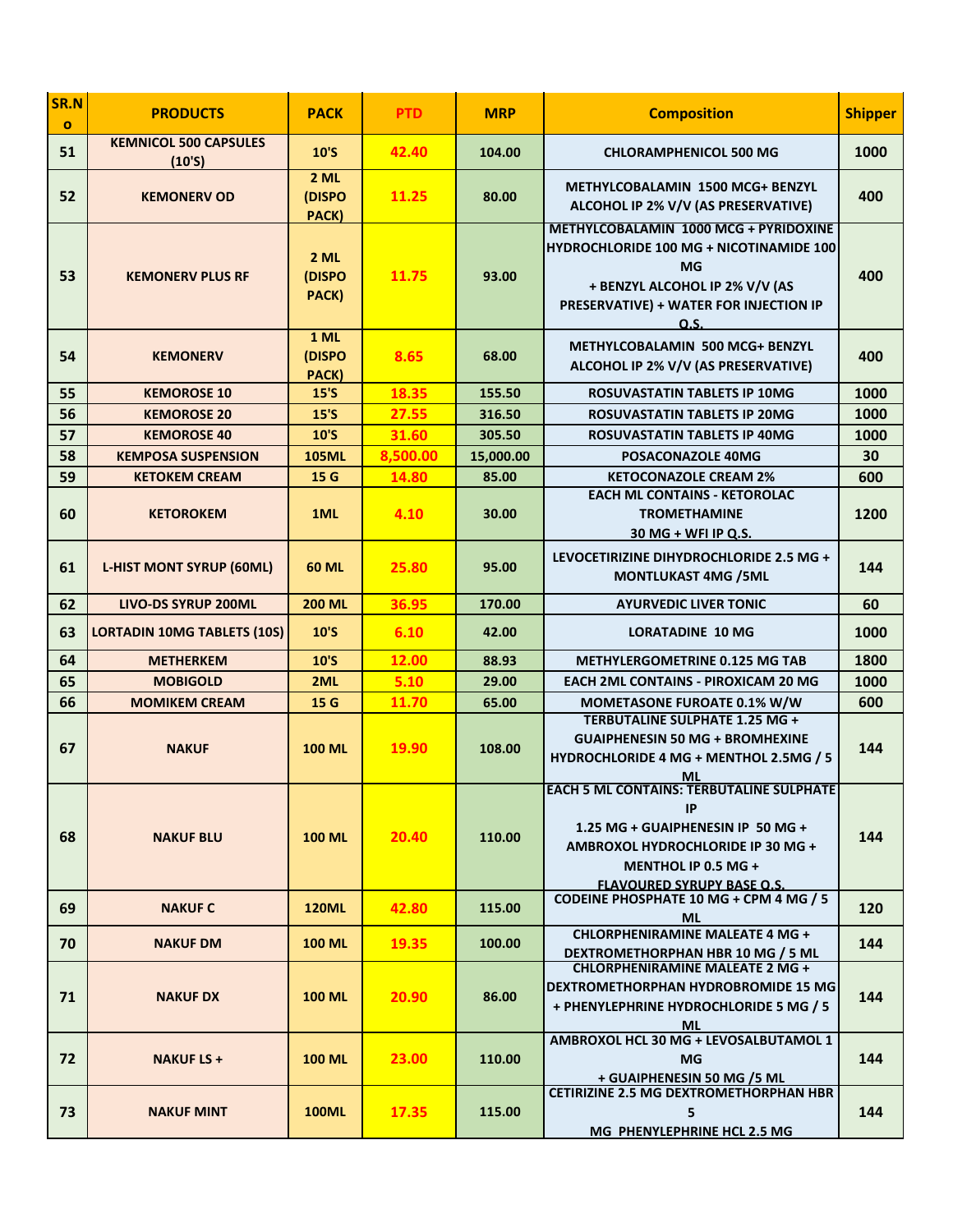| SR.No | PRODUCTS | PACK | PTD | MRP | Composition | Shipper |
|---|---|---|---|---|---|---|
| 51 | KEMNICOL 500 CAPSULES (10'S) | 10'S | 42.40 | 104.00 | CHLORAMPHENICOL 500 MG | 1000 |
| 52 | KEMONERV OD | 2 ML (DISPO PACK) | 11.25 | 80.00 | METHYLCOBALAMIN 1500 MCG+ BENZYL ALCOHOL IP 2% V/V (AS PRESERVATIVE) | 400 |
| 53 | KEMONERV PLUS RF | 2 ML (DISPO PACK) | 11.75 | 93.00 | METHYLCOBALAMIN 1000 MCG + PYRIDOXINE HYDROCHLORIDE 100 MG + NICOTINAMIDE 100 MG + BENZYL ALCOHOL IP 2% V/V (AS PRESERVATIVE) + WATER FOR INJECTION IP Q.S. | 400 |
| 54 | KEMONERV | 1 ML (DISPO PACK) | 8.65 | 68.00 | METHYLCOBALAMIN 500 MCG+ BENZYL ALCOHOL IP 2% V/V (AS PRESERVATIVE) | 400 |
| 55 | KEMOROSE 10 | 15'S | 18.35 | 155.50 | ROSUVASTATIN TABLETS IP 10MG | 1000 |
| 56 | KEMOROSE 20 | 15'S | 27.55 | 316.50 | ROSUVASTATIN TABLETS IP 20MG | 1000 |
| 57 | KEMOROSE 40 | 10'S | 31.60 | 305.50 | ROSUVASTATIN TABLETS IP 40MG | 1000 |
| 58 | KEMPOSA SUSPENSION | 105ML | 8,500.00 | 15,000.00 | POSACONAZOLE 40MG | 30 |
| 59 | KETOKEM CREAM | 15 G | 14.80 | 85.00 | KETOCONAZOLE CREAM 2% | 600 |
| 60 | KETOROKEM | 1ML | 4.10 | 30.00 | EACH ML CONTAINS - KETOROLAC TROMETHAMINE 30 MG + WFI IP Q.S. | 1200 |
| 61 | L-HIST MONT SYRUP (60ML) | 60 ML | 25.80 | 95.00 | LEVOCETIRIZINE DIHYDROCHLORIDE 2.5 MG + MONTLUKAST 4MG /5ML | 144 |
| 62 | LIVO-DS SYRUP 200ML | 200 ML | 36.95 | 170.00 | AYURVEDIC LIVER TONIC | 60 |
| 63 | LORTADIN 10MG TABLETS (10S) | 10'S | 6.10 | 42.00 | LORATADINE 10 MG | 1000 |
| 64 | METHERKEM | 10'S | 12.00 | 88.93 | METHYLERGOMETRINE 0.125 MG TAB | 1800 |
| 65 | MOBIGOLD | 2ML | 5.10 | 29.00 | EACH 2ML CONTAINS - PIROXICAM 20 MG | 1000 |
| 66 | MOMIKEM CREAM | 15 G | 11.70 | 65.00 | MOMETASONE FUROATE 0.1% W/W | 600 |
| 67 | NAKUF | 100 ML | 19.90 | 108.00 | TERBUTALINE SULPHATE 1.25 MG + GUAIPHENESIN 50 MG + BROMHEXINE HYDROCHLORIDE 4 MG + MENTHOL 2.5MG / 5 ML | 144 |
| 68 | NAKUF BLU | 100 ML | 20.40 | 110.00 | EACH 5 ML CONTAINS: TERBUTALINE SULPHATE IP 1.25 MG + GUAIPHENESIN IP 50 MG + AMBROXOL HYDROCHLORIDE IP 30 MG + MENTHOL IP 0.5 MG + FLAVOURED SYRUPY BASE Q.S. | 144 |
| 69 | NAKUF C | 120ML | 42.80 | 115.00 | CODEINE PHOSPHATE 10 MG + CPM 4 MG / 5 ML | 120 |
| 70 | NAKUF DM | 100 ML | 19.35 | 100.00 | CHLORPHENIRAMINE MALEATE 4 MG + DEXTROMETHORPHAN HBR 10 MG / 5 ML | 144 |
| 71 | NAKUF DX | 100 ML | 20.90 | 86.00 | CHLORPHENIRAMINE MALEATE 2 MG + DEXTROMETHORPHAN HYDROBROMIDE 15 MG + PHENYLEPHRINE HYDROCHLORIDE 5 MG / 5 ML | 144 |
| 72 | NAKUF LS + | 100 ML | 23.00 | 110.00 | AMBROXOL HCL 30 MG + LEVOSALBUTAMOL 1 MG + GUAIPHENESIN 50 MG /5 ML | 144 |
| 73 | NAKUF MINT | 100ML | 17.35 | 115.00 | CETIRIZINE 2.5 MG DEXTROMETHORPHAN HBR 5 MG PHENYLEPHRINE HCL 2.5 MG | 144 |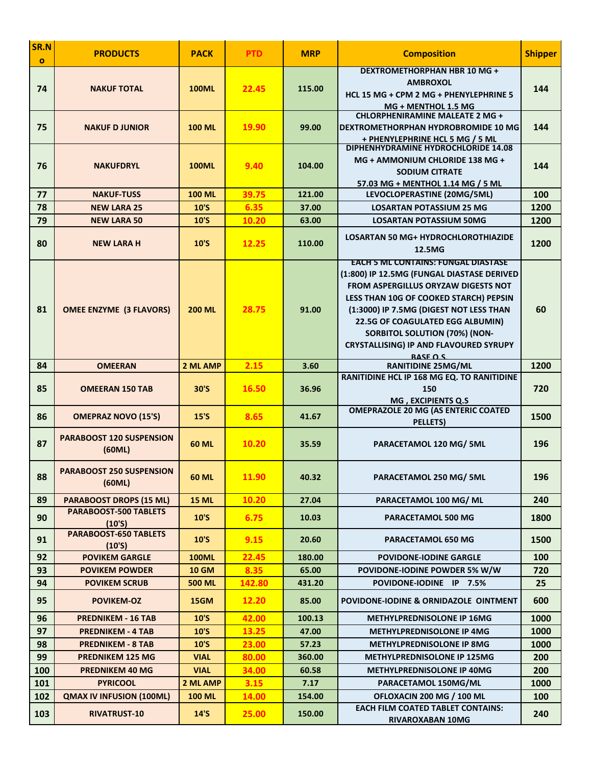| SR.No | PRODUCTS | PACK | PTD | MRP | Composition | Shipper |
|---|---|---|---|---|---|---|
| 74 | NAKUF TOTAL | 100ML | 22.45 | 115.00 | DEXTROMETHORPHAN HBR 10 MG + AMBROXOL HCL 15 MG + CPM 2 MG + PHENYLEPHRINE 5 MG + MENTHOL 1.5 MG | 144 |
| 75 | NAKUF D JUNIOR | 100 ML | 19.90 | 99.00 | CHLORPHENIRAMINE MALEATE 2 MG + DEXTROMETHORPHAN HYDROBROMIDE 10 MG + PHENYLEPHRINE HCL 5 MG / 5 ML | 144 |
| 76 | NAKUFDRYL | 100ML | 9.40 | 104.00 | DIPHENHYDRAMINE HYDROCHLORIDE 14.08 MG + AMMONIUM CHLORIDE 138 MG + SODIUM CITRATE 57.03 MG + MENTHOL 1.14 MG / 5 ML | 144 |
| 77 | NAKUF-TUSS | 100 ML | 39.75 | 121.00 | LEVOCLOPERASTINE (20MG/5ML) | 100 |
| 78 | NEW LARA 25 | 10'S | 6.35 | 37.00 | LOSARTAN POTASSIUM 25 MG | 1200 |
| 79 | NEW LARA 50 | 10'S | 10.20 | 63.00 | LOSARTAN POTASSIUM 50MG | 1200 |
| 80 | NEW LARA H | 10'S | 12.25 | 110.00 | LOSARTAN 50 MG+ HYDROCHLOROTHIAZIDE 12.5MG | 1200 |
| 81 | OMEE ENZYME (3 FLAVORS) | 200 ML | 28.75 | 91.00 | EACH 5 ML CONTAINS: FUNGAL DIASTASE (1:800) IP 12.5MG (FUNGAL DIASTASE DERIVED FROM ASPERGILLUS ORYZAW DIGESTS NOT LESS THAN 10G OF COOKED STARCH) PEPSIN (1:3000) IP 7.5MG (DIGEST NOT LESS THAN 22.5G OF COAGULATED EGG ALBUMIN) SORBITOL SOLUTION (70%) (NON-CRYSTALLISING) IP AND FLAVOURED SYRUPY BASE Q.S. | 60 |
| 84 | OMEERAN | 2 ML AMP | 2.15 | 3.60 | RANITIDINE 25MG/ML | 1200 |
| 85 | OMEERAN 150 TAB | 30'S | 16.50 | 36.96 | RANITIDINE HCL IP 168 MG EQ. TO RANITIDINE 150 MG , EXCIPIENTS Q.S | 720 |
| 86 | OMEPRAZ NOVO (15'S) | 15'S | 8.65 | 41.67 | OMEPRAZOLE 20 MG (AS ENTERIC COATED PELLETS) | 1500 |
| 87 | PARABOOST 120 SUSPENSION (60ML) | 60 ML | 10.20 | 35.59 | PARACETAMOL 120 MG/ 5ML | 196 |
| 88 | PARABOOST 250 SUSPENSION (60ML) | 60 ML | 11.90 | 40.32 | PARACETAMOL 250 MG/ 5ML | 196 |
| 89 | PARABOOST DROPS (15 ML) | 15 ML | 10.20 | 27.04 | PARACETAMOL 100 MG/ ML | 240 |
| 90 | PARABOOST-500 TABLETS (10'S) | 10'S | 6.75 | 10.03 | PARACETAMOL 500 MG | 1800 |
| 91 | PARABOOST-650 TABLETS (10'S) | 10'S | 9.15 | 20.60 | PARACETAMOL 650 MG | 1500 |
| 92 | POVIKEM GARGLE | 100ML | 22.45 | 180.00 | POVIDONE-IODINE GARGLE | 100 |
| 93 | POVIKEM POWDER | 10 GM | 8.35 | 65.00 | POVIDONE-IODINE POWDER 5% W/W | 720 |
| 94 | POVIKEM SCRUB | 500 ML | 142.80 | 431.20 | POVIDONE-IODINE IP 7.5% | 25 |
| 95 | POVIKEM-OZ | 15GM | 12.20 | 85.00 | POVIDONE-IODINE & ORNIDAZOLE OINTMENT | 600 |
| 96 | PREDNIKEM - 16 TAB | 10'S | 42.00 | 100.13 | METHYLPREDNISOLONE IP 16MG | 1000 |
| 97 | PREDNIKEM - 4 TAB | 10'S | 13.25 | 47.00 | METHYLPREDNISOLONE IP 4MG | 1000 |
| 98 | PREDNIKEM - 8 TAB | 10'S | 23.00 | 57.23 | METHYLPREDNISOLONE IP 8MG | 1000 |
| 99 | PREDNIKEM 125 MG | VIAL | 80.00 | 360.00 | METHYLPREDNISOLONE IP 125MG | 200 |
| 100 | PREDNIKEM 40 MG | VIAL | 34.00 | 60.58 | METHYLPREDNISOLONE IP 40MG | 200 |
| 101 | PYRICOOL | 2 ML AMP | 3.15 | 7.17 | PARACETAMOL 150MG/ML | 1000 |
| 102 | QMAX IV INFUSION (100ML) | 100 ML | 14.00 | 154.00 | OFLOXACIN 200 MG / 100 ML | 100 |
| 103 | RIVATRUST-10 | 14'S | 25.00 | 150.00 | EACH FILM COATED TABLET CONTAINS: RIVAROXABAN 10MG | 240 |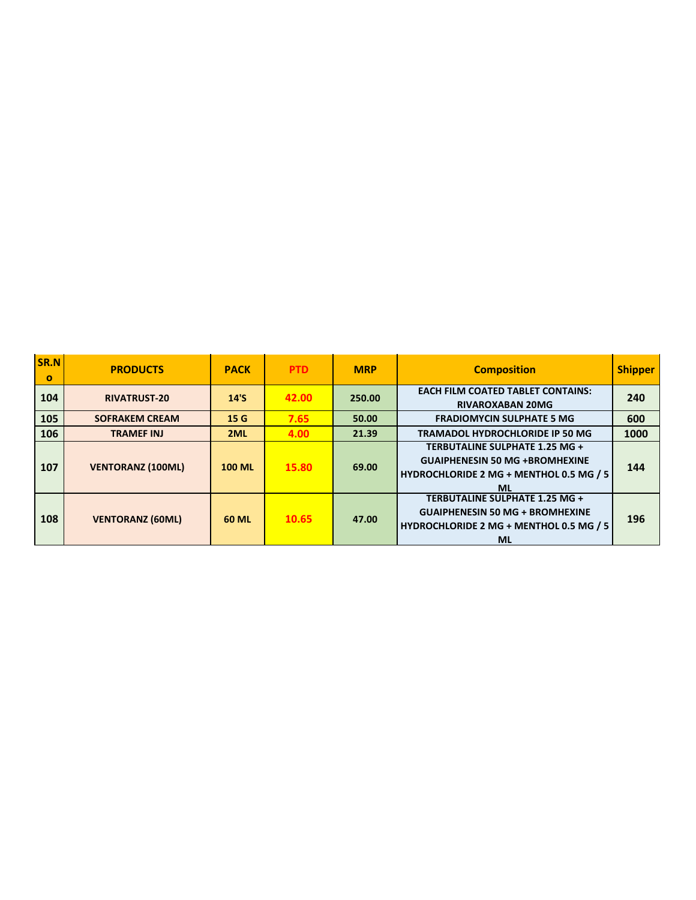| SR.No | PRODUCTS | PACK | PTD | MRP | Composition | Shipper |
|---|---|---|---|---|---|---|
| 104 | RIVATRUST-20 | 14'S | 42.00 | 250.00 | EACH FILM COATED TABLET CONTAINS: RIVAROXABAN 20MG | 240 |
| 105 | SOFRAKEM CREAM | 15 G | 7.65 | 50.00 | FRADIOMYCIN SULPHATE 5 MG | 600 |
| 106 | TRAMEF INJ | 2ML | 4.00 | 21.39 | TRAMADOL HYDROCHLORIDE IP 50 MG | 1000 |
| 107 | VENTORANZ (100ML) | 100 ML | 15.80 | 69.00 | TERBUTALINE SULPHATE 1.25 MG + GUAIPHENESIN 50 MG +BROMHEXINE HYDROCHLORIDE 2 MG + MENTHOL 0.5 MG / 5 ML | 144 |
| 108 | VENTORANZ (60ML) | 60 ML | 10.65 | 47.00 | TERBUTALINE SULPHATE 1.25 MG + GUAIPHENESIN 50 MG + BROMHEXINE HYDROCHLORIDE 2 MG + MENTHOL 0.5 MG / 5 ML | 196 |